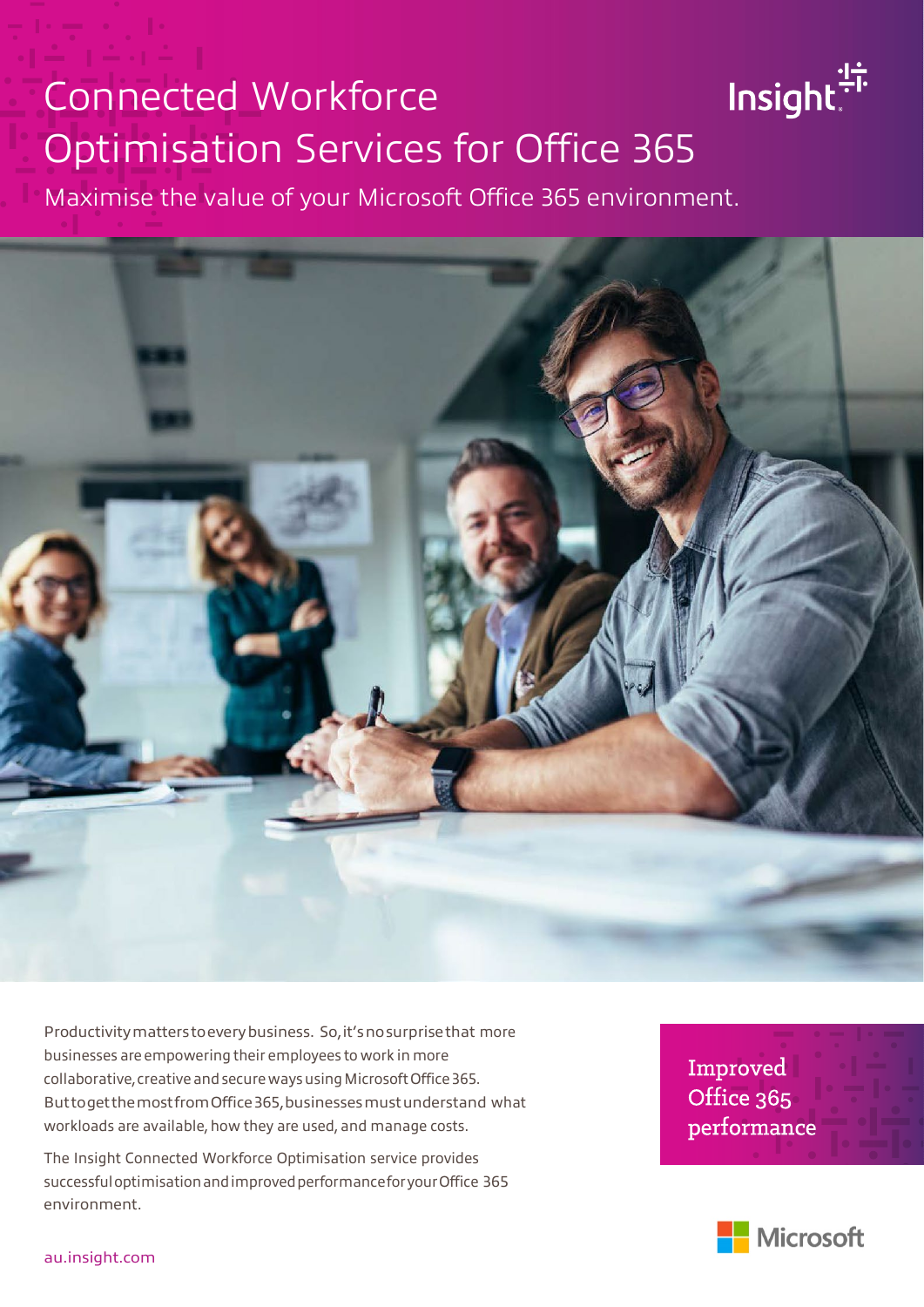# Connected Workforce Optimisation Services for Office 365

Maximise the value of your Microsoft Office 365 environment.

Productivity matters to every business. So, it's no surprise that more businesses are empowering their employees to work in more collaborative, creative and secure ways using Microsoft Office 365. But to get the most from Office 365, businesses must understand what workloads are available, how they are used, and manage costs.

The Insight Connected Workforce Optimisation service provides successful optimisation and improved performance for your Office 365 environment.

**Improved Office 365 performance**

au.insight.com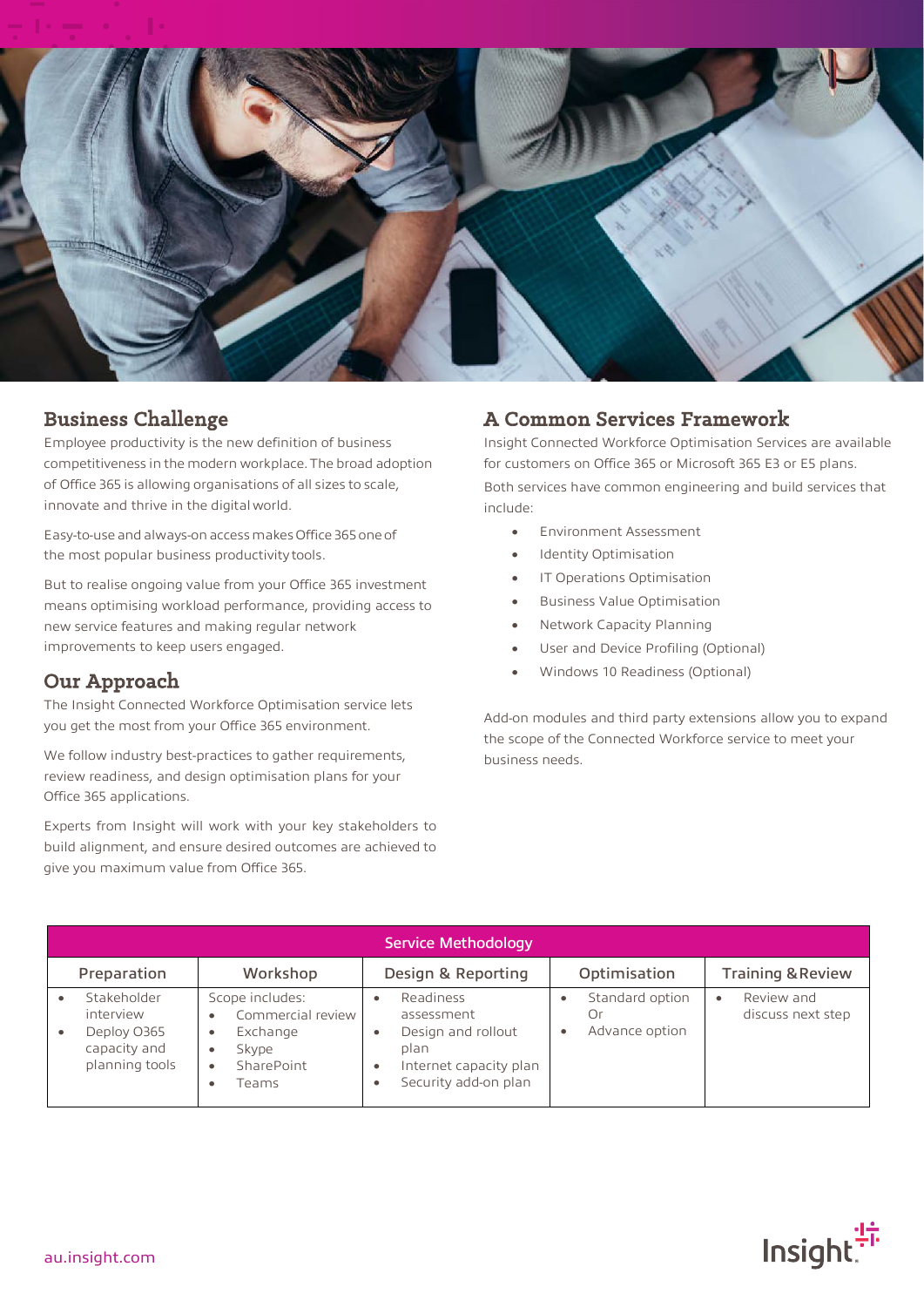## Business Challenge

Employee productivity is the new definition of business competitiveness in the modern workplace. The broad adoption of Office 365 is allowing organisations of all sizes to scale, innovate and thrive in the digital world.

Easy-to-use and always-on access makes Office 365 one of the most popular business productivity tools.

But to realise ongoing value from your Office 365 investment means optimising workload performance, providing access to new service features and making regular network improvements to keep users engaged.

## Our Approach

The Insight Connected Workforce Optimisation service lets you get the most from your Office 365 environment.

We follow industry best-practices to gather requirements, review readiness, and design optimisation plans for your Office 365 applications.

Experts from Insight will work with your key stakeholders to build alignment, and ensure desired outcomes are achieved to give you maximum value from Office 365.

## A Common Services Framework

Insight Connected Workforce Optimisation Services are available for customers on Office 365 or Microsoft 365 E3 or E5 plans.

Both services have common engineering and build services that include:

- Environment Assessment
- Identity Optimisation
- IT Operations Optimisation
- Business Value Optimisation
- Network Capacity Planning
- User and Device Profiling (Optional)
- Windows 10 Readiness (Optional)

Add-on modules and third party extensions allow you to expand the scope of the Connected Workforce service to meet your business needs.

| Service Methodology | | | | |
|---|---|---|---|---|
| Preparation | Workshop | Design & Reporting | Optimisation | Training & Review |
| • Stakeholder interview<br>• Deploy O365 capacity and planning tools | Scope includes:<br>• Commercial review<br>• Exchange<br>• Skype<br>• SharePoint<br>• Teams | • Readiness assessment<br>• Design and rollout plan<br>• Internet capacity plan<br>• Security add-on plan | • Standard option<br>Or<br>• Advance option | • Review and discuss next step |

au.insight.com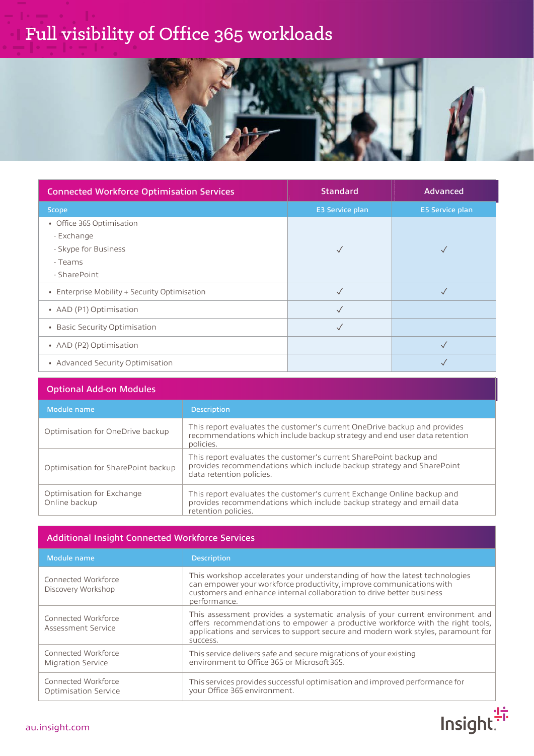# Full visibility of Office 365 workloads

| Connected Workforce Optimisation Services | Standard | Advanced |
|---|---|---|
| Scope | E3 Service plan | E5 Service plan |
| • Office 365 Optimisation<br>- Exchange<br>- Skype for Business<br>- Teams<br>- SharePoint | ✓ | ✓ |
| • Enterprise Mobility + Security Optimisation | ✓ | ✓ |
| • AAD (P1) Optimisation | ✓ | |
| • Basic Security Optimisation | ✓ | |
| • AAD (P2) Optimisation | | ✓ |
| • Advanced Security Optimisation | | ✓ |

## Optional Add-on Modules

| Module name | Description |
|---|---|
| Optimisation for OneDrive backup | This report evaluates the customer's current OneDrive backup and provides recommendations which include backup strategy and end user data retention policies. |
| Optimisation for SharePoint backup | This report evaluates the customer's current SharePoint backup and provides recommendations which include backup strategy and SharePoint data retention policies. |
| Optimisation for Exchange Online backup | This report evaluates the customer's current Exchange Online backup and provides recommendations which include backup strategy and email data retention policies. |

## Additional Insight Connected Workforce Services

| Module name | Description |
|---|---|
| Connected Workforce Discovery Workshop | This workshop accelerates your understanding of how the latest technologies can empower your workforce productivity, improve communications with customers and enhance internal collaboration to drive better business performance. |
| Connected Workforce Assessment Service | This assessment provides a systematic analysis of your current environment and offers recommendations to empower a productive workforce with the right tools, applications and services to support secure and modern work styles, paramount for success. |
| Connected Workforce Migration Service | This service delivers safe and secure migrations of your existing environment to Office 365 or Microsoft 365. |
| Connected Workforce Optimisation Service | This services provides successful optimisation and improved performance for your Office 365 environment. |

au.insight.com

Insight.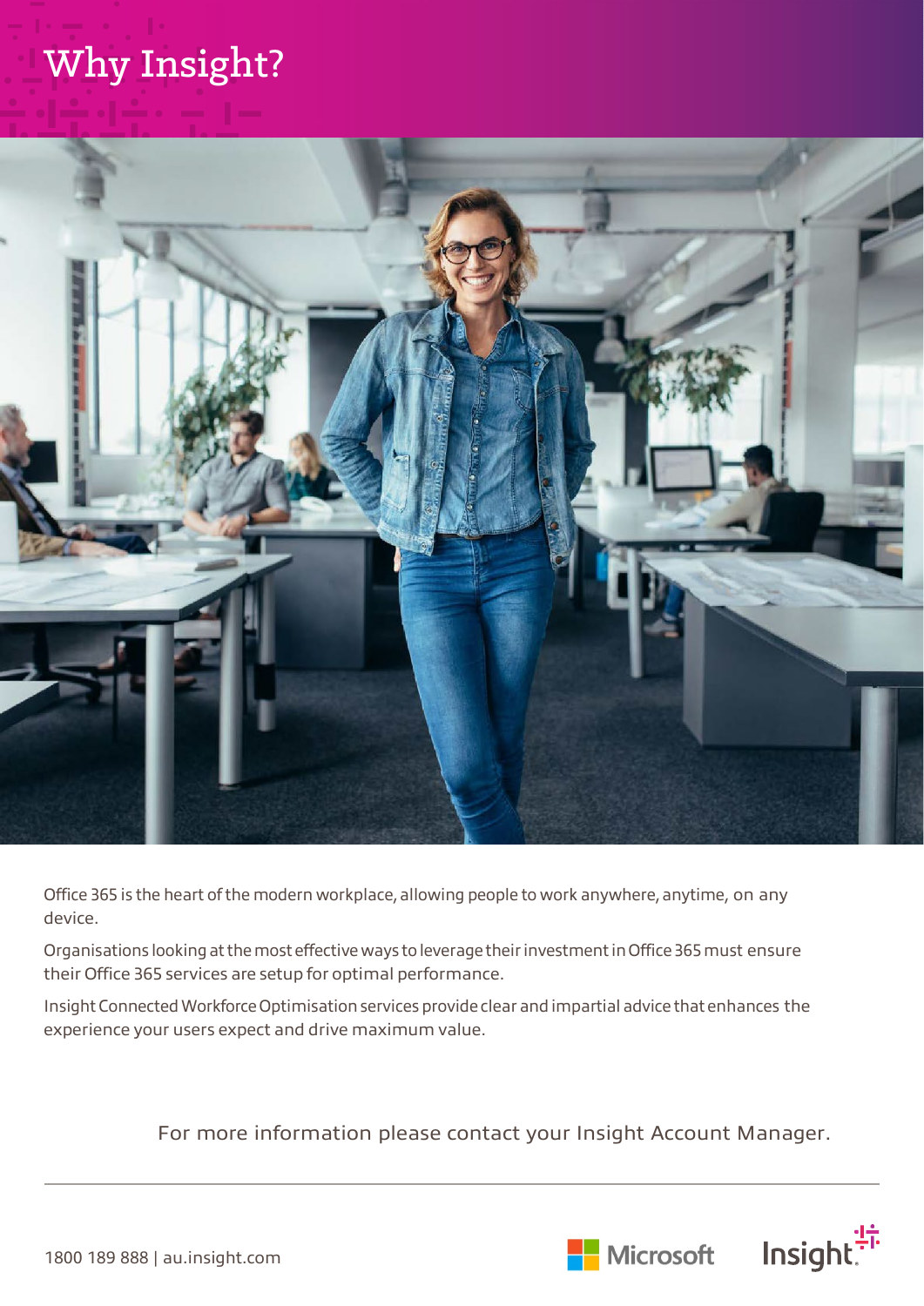# Why Insight?

Office 365 is the heart of the modern workplace, allowing people to work anywhere, anytime, on any device.

Organisations looking at the most effective ways to leverage their investment in Office 365 must ensure their Office 365 services are setup for optimal performance.

Insight Connected Workforce Optimisation services provide clear and impartial advice that enhances the experience your users expect and drive maximum value.

For more information please contact your Insight Account Manager.

1800 189 888 | au.insight.com